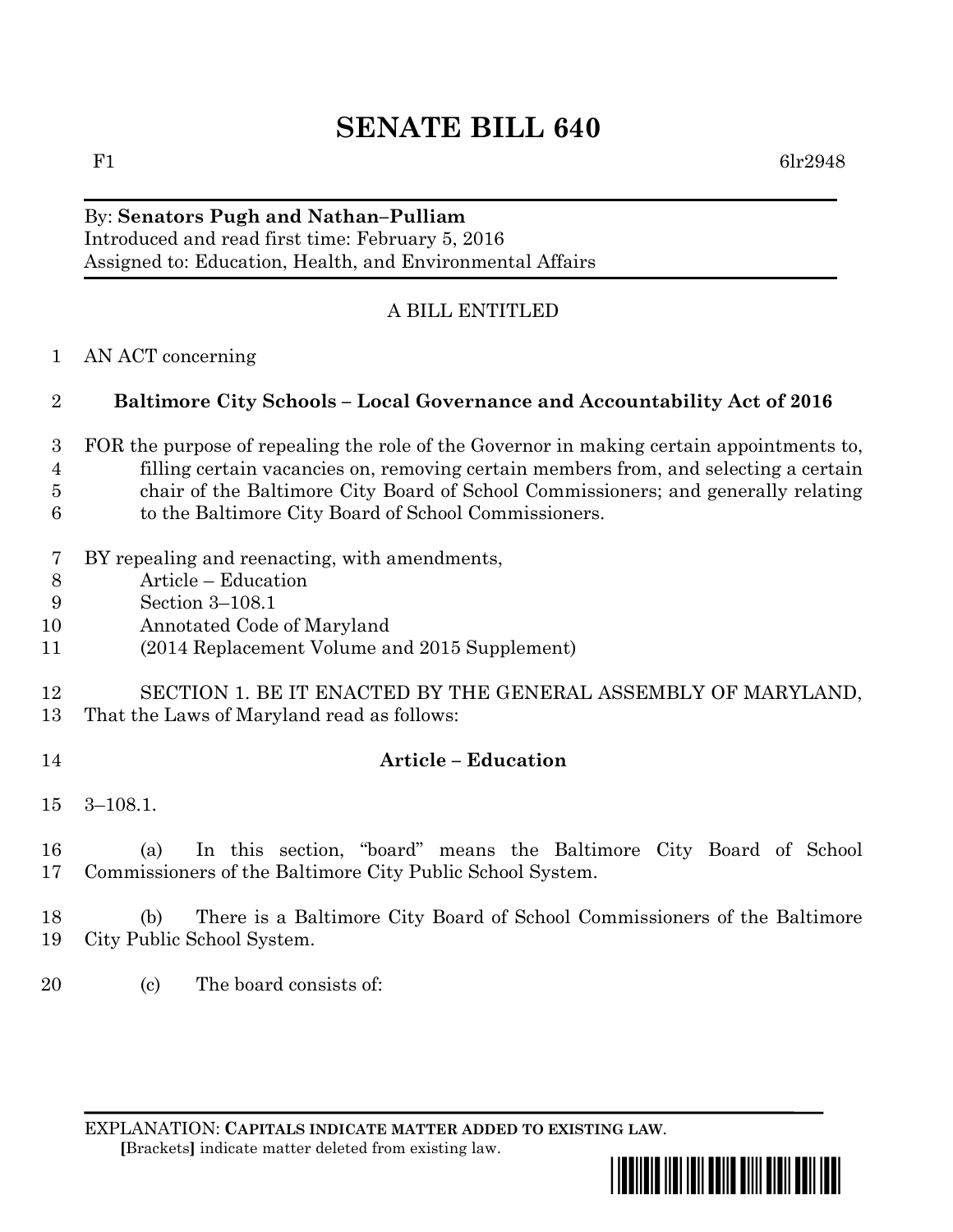# SENATE BILL 640

F1 6lr2948

By: **Senators Pugh and Nathan–Pulliam**
Introduced and read first time: February 5, 2016
Assigned to: Education, Health, and Environmental Affairs

A BILL ENTITLED

1 AN ACT concerning

2 **Baltimore City Schools – Local Governance and Accountability Act of 2016**

3 FOR the purpose of repealing the role of the Governor in making certain appointments to,
4 filling certain vacancies on, removing certain members from, and selecting a certain
5 chair of the Baltimore City Board of School Commissioners; and generally relating
6 to the Baltimore City Board of School Commissioners.

7 BY repealing and reenacting, with amendments,
8 Article – Education
9 Section 3–108.1
10 Annotated Code of Maryland
11 (2014 Replacement Volume and 2015 Supplement)

12 SECTION 1. BE IT ENACTED BY THE GENERAL ASSEMBLY OF MARYLAND,
13 That the Laws of Maryland read as follows:

14 **Article – Education**

15 3–108.1.

16 (a) In this section, "board" means the Baltimore City Board of School
17 Commissioners of the Baltimore City Public School System.

18 (b) There is a Baltimore City Board of School Commissioners of the Baltimore
19 City Public School System.

20 (c) The board consists of:

EXPLANATION: **CAPITALS INDICATE MATTER ADDED TO EXISTING LAW**.
**[**Brackets**]** indicate matter deleted from existing law.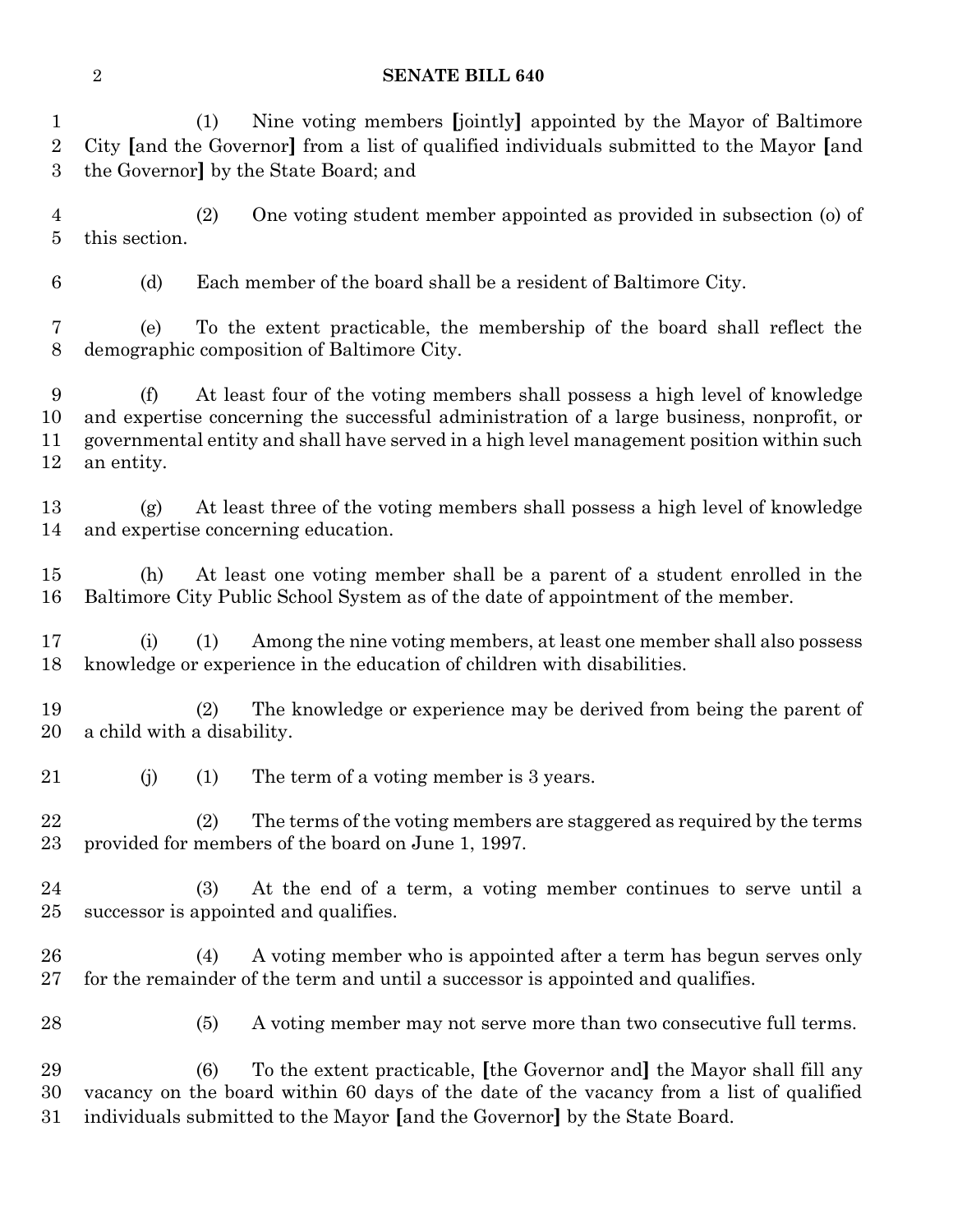(1) Nine voting members [jointly] appointed by the Mayor of Baltimore City [and the Governor] from a list of qualified individuals submitted to the Mayor [and the Governor] by the State Board; and

(2) One voting student member appointed as provided in subsection (o) of this section.

(d) Each member of the board shall be a resident of Baltimore City.

(e) To the extent practicable, the membership of the board shall reflect the demographic composition of Baltimore City.

(f) At least four of the voting members shall possess a high level of knowledge and expertise concerning the successful administration of a large business, nonprofit, or governmental entity and shall have served in a high level management position within such an entity.

(g) At least three of the voting members shall possess a high level of knowledge and expertise concerning education.

(h) At least one voting member shall be a parent of a student enrolled in the Baltimore City Public School System as of the date of appointment of the member.

(i) (1) Among the nine voting members, at least one member shall also possess knowledge or experience in the education of children with disabilities.

(2) The knowledge or experience may be derived from being the parent of a child with a disability.

(j) (1) The term of a voting member is 3 years.

(2) The terms of the voting members are staggered as required by the terms provided for members of the board on June 1, 1997.

(3) At the end of a term, a voting member continues to serve until a successor is appointed and qualifies.

(4) A voting member who is appointed after a term has begun serves only for the remainder of the term and until a successor is appointed and qualifies.

(5) A voting member may not serve more than two consecutive full terms.

(6) To the extent practicable, [the Governor and] the Mayor shall fill any vacancy on the board within 60 days of the date of the vacancy from a list of qualified individuals submitted to the Mayor [and the Governor] by the State Board.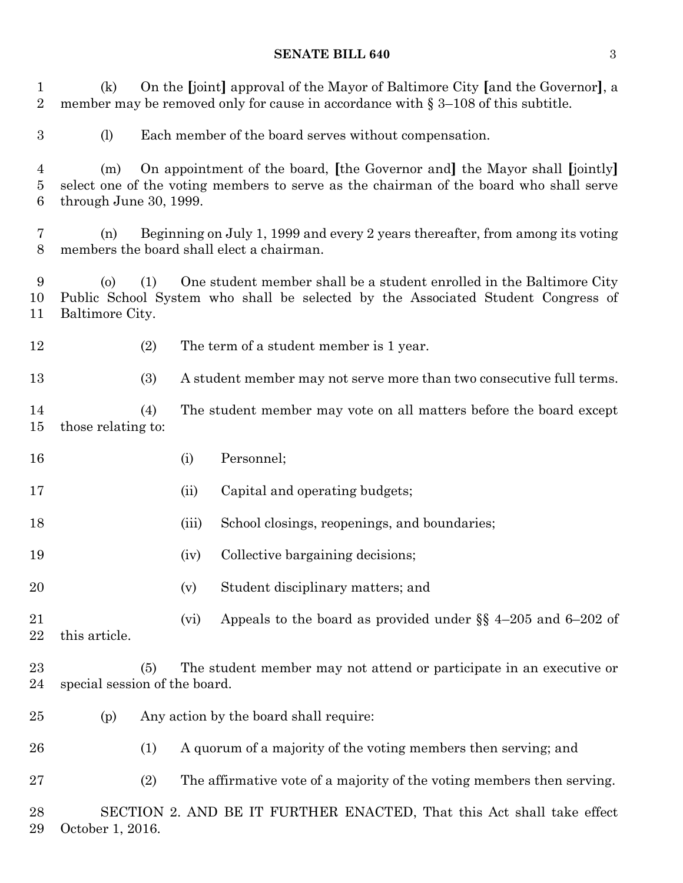(k) On the [joint] approval of the Mayor of Baltimore City [and the Governor], a member may be removed only for cause in accordance with § 3–108 of this subtitle.

(l) Each member of the board serves without compensation.

(m) On appointment of the board, [the Governor and] the Mayor shall [jointly] select one of the voting members to serve as the chairman of the board who shall serve through June 30, 1999.

(n) Beginning on July 1, 1999 and every 2 years thereafter, from among its voting members the board shall elect a chairman.

(o) (1) One student member shall be a student enrolled in the Baltimore City Public School System who shall be selected by the Associated Student Congress of Baltimore City.

(2) The term of a student member is 1 year.

(3) A student member may not serve more than two consecutive full terms.

(4) The student member may vote on all matters before the board except those relating to:

(i) Personnel;

(ii) Capital and operating budgets;

(iii) School closings, reopenings, and boundaries;

(iv) Collective bargaining decisions;

(v) Student disciplinary matters; and

(vi) Appeals to the board as provided under §§ 4–205 and 6–202 of this article.

(5) The student member may not attend or participate in an executive or special session of the board.

(p) Any action by the board shall require:

(1) A quorum of a majority of the voting members then serving; and

(2) The affirmative vote of a majority of the voting members then serving.

SECTION 2. AND BE IT FURTHER ENACTED, That this Act shall take effect October 1, 2016.